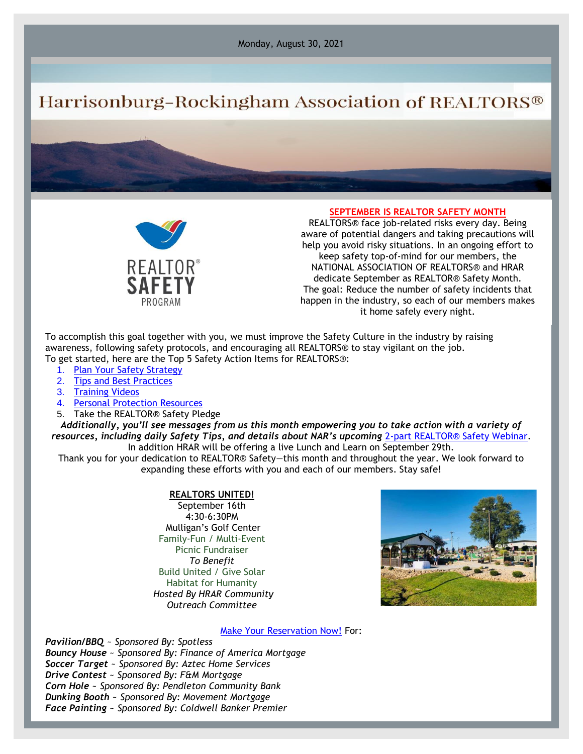Monday, August 30, 2021

# Harrisonburg-Rockingham Association of REALTORS®

REALTOR® SAFETY PROGRAM

## SEPTEMBER IS REALTOR SAFETY MONTH

REALTORS® face job-related risks every day. Being aware of potential dangers and taking precautions will help you avoid risky situations. In an ongoing effort to keep safety top-of-mind for our members, the NATIONAL ASSOCIATION OF REALTORS® and HRAR dedicate September as REALTOR® Safety Month. The goal: Reduce the number of safety incidents that happen in the industry, so each of our members makes it home safely every night.

To accomplish this goal together with you, we must improve the Safety Culture in the industry by raising awareness, following safety protocols, and encouraging all REALTORS® to stay vigilant on the job.
To get started, here are the Top 5 Safety Action Items for REALTORS®:

1. Plan Your Safety Strategy
2. Tips and Best Practices
3. Training Videos
4. Personal Protection Resources
5. Take the REALTOR® Safety Pledge

***Additionally, you'll see messages from us this month empowering you to take action with a variety of resources, including daily Safety Tips, and details about NAR's upcoming*** 2-part REALTOR® Safety Webinar.
In addition HRAR will be offering a live Lunch and Learn on September 29th.
Thank you for your dedication to REALTOR® Safety—this month and throughout the year. We look forward to expanding these efforts with you and each of our members. Stay safe!

**REALTORS UNITED!**
September 16th
4:30-6:30PM
Mulligan's Golf Center
Family-Fun / Multi-Event
Picnic Fundraiser
*To Benefit*
Build United / Give Solar
Habitat for Humanity
*Hosted By HRAR Community*
*Outreach Committee*

Make Your Reservation Now! For:

***Pavilion/BBQ*** *~ Sponsored By: Spotless*
***Bouncy House*** *~ Sponsored By: Finance of America Mortgage*
***Soccer Target*** *~ Sponsored By: Aztec Home Services*
***Drive Contest*** *~ Sponsored By: F&M Mortgage*
***Corn Hole*** *~ Sponsored By: Pendleton Community Bank*
***Dunking Booth*** *~ Sponsored By: Movement Mortgage*
***Face Painting*** *~ Sponsored By: Coldwell Banker Premier*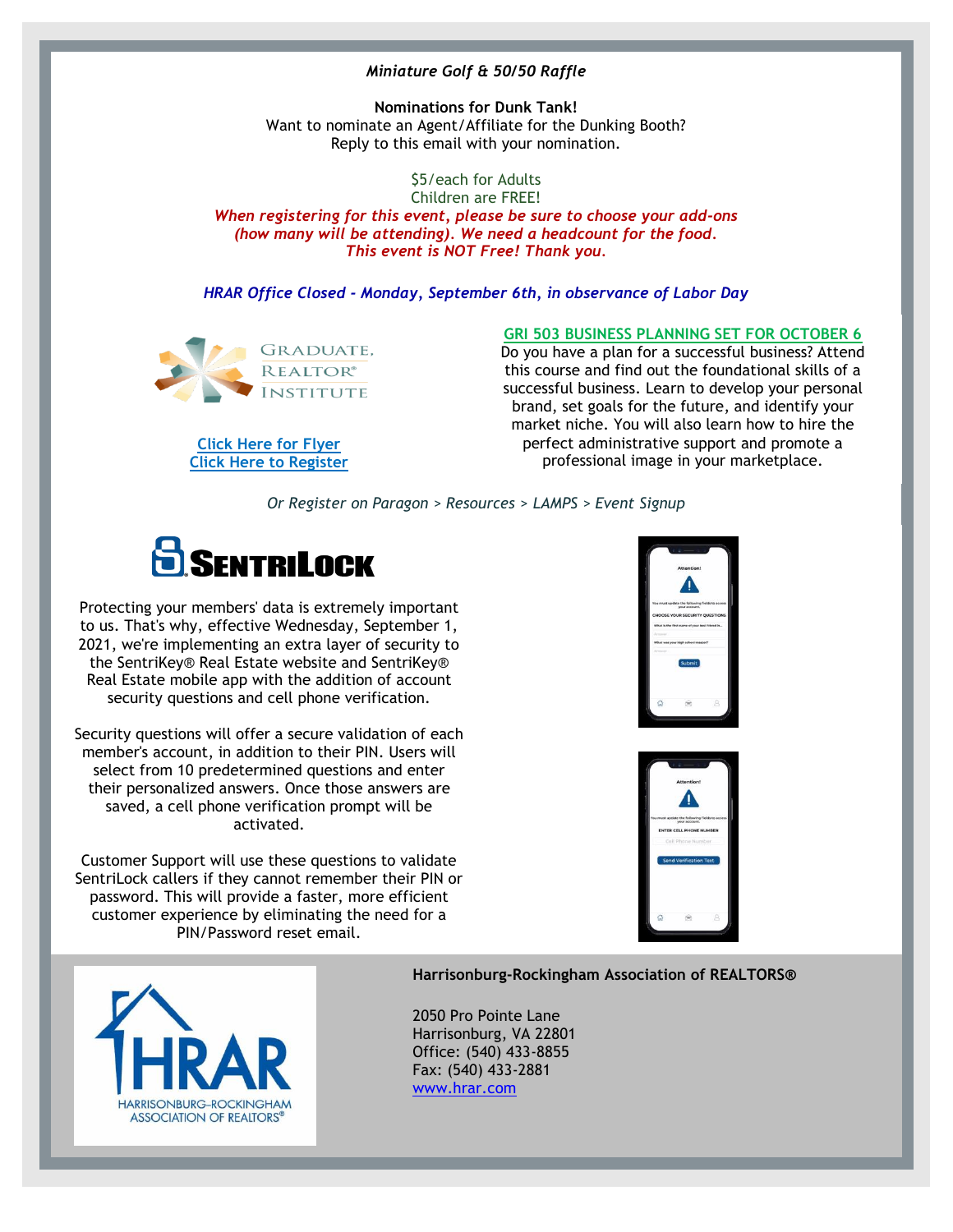*Miniature Golf & 50/50 Raffle*

**Nominations for Dunk Tank!**
Want to nominate an Agent/Affiliate for the Dunking Booth?
Reply to this email with your nomination.

$5/each for Adults
Children are FREE!
***When registering for this event, please be sure to choose your add-ons (how many will be attending). We need a headcount for the food. This event is NOT Free! Thank you.***

***HRAR Office Closed - Monday, September 6th, in observance of Labor Day***

GRADUATE, REALTOR® INSTITUTE

[Click Here for Flyer](#)
[Click Here to Register](#)

## GRI 503 BUSINESS PLANNING SET FOR OCTOBER 6

Do you have a plan for a successful business? Attend this course and find out the foundational skills of a successful business. Learn to develop your personal brand, set goals for the future, and identify your market niche. You will also learn how to hire the perfect administrative support and promote a professional image in your marketplace.

*Or Register on Paragon > Resources > LAMPS > Event Signup*

## SENTRILOCK

Protecting your members' data is extremely important to us. That's why, effective Wednesday, September 1, 2021, we're implementing an extra layer of security to the SentriKey® Real Estate website and SentriKey® Real Estate mobile app with the addition of account security questions and cell phone verification.

Security questions will offer a secure validation of each member's account, in addition to their PIN. Users will select from 10 predetermined questions and enter their personalized answers. Once those answers are saved, a cell phone verification prompt will be activated.

Customer Support will use these questions to validate SentriLock callers if they cannot remember their PIN or password. This will provide a faster, more efficient customer experience by eliminating the need for a PIN/Password reset email.

**Harrisonburg-Rockingham Association of REALTORS®**

2050 Pro Pointe Lane
Harrisonburg, VA 22801
Office: (540) 433-8855
Fax: (540) 433-2881
[www.hrar.com](http://www.hrar.com)